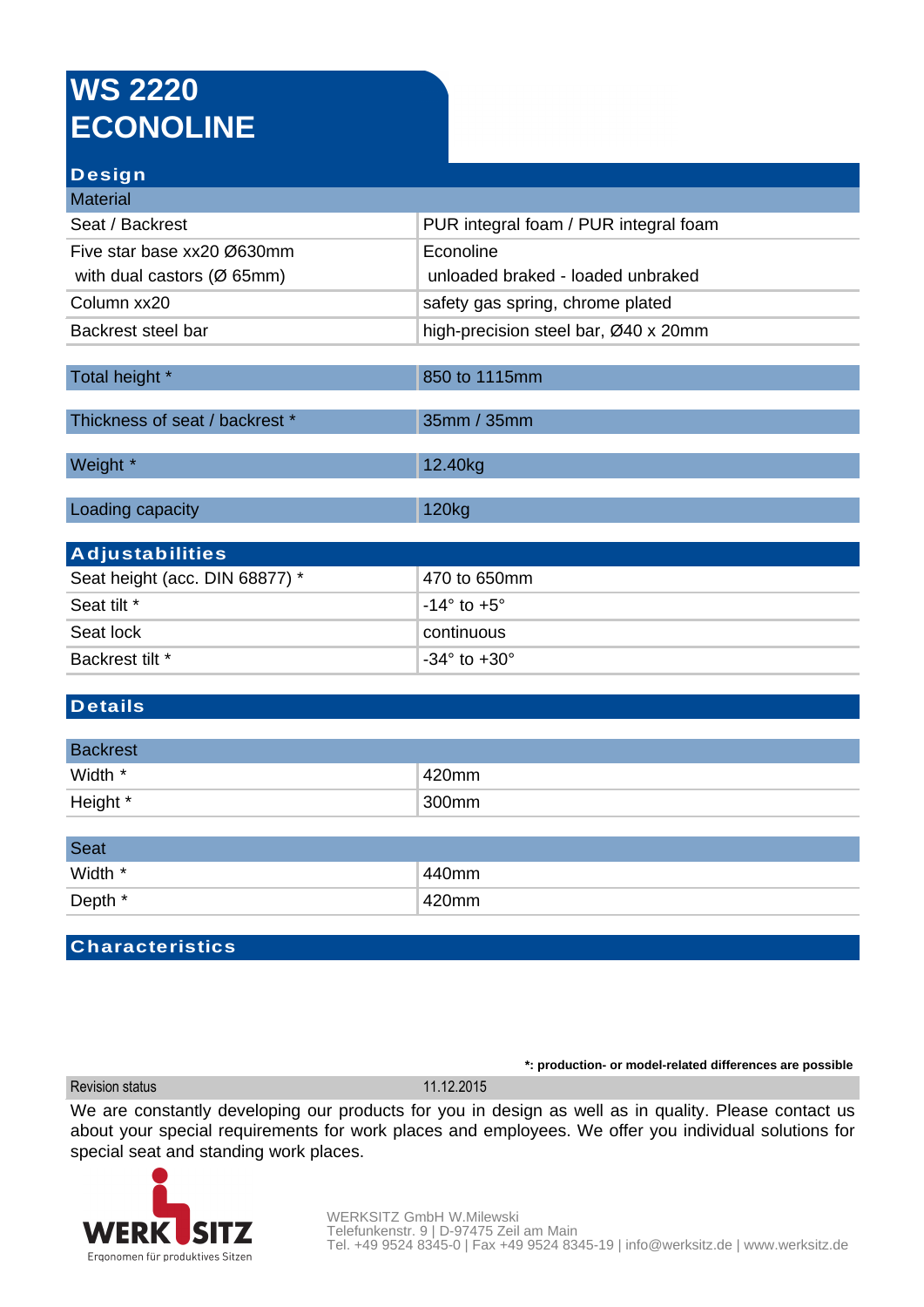# WS 2220
# ECONOLINE

## Design

| Material | |
|---|---|
| Seat / Backrest | PUR integral foam / PUR integral foam |
| Five star base xx20 Ø630mm<br>with dual castors (Ø 65mm) | Econoline<br>unloaded braked - loaded unbraked |
| Column xx20 | safety gas spring, chrome plated |
| Backrest steel bar | high-precision steel bar, Ø40 x 20mm |

| Total height * | 850 to 1115mm |
|---|---|

| Thickness of seat / backrest * | 35mm / 35mm |
|---|---|

| Weight * | 12.40kg |
|---|---|

| Loading capacity | 120kg |
|---|---|

## Adjustabilities

| | |
|---|---|
| Seat height (acc. DIN 68877) * | 470 to 650mm |
| Seat tilt * | -14° to +5° |
| Seat lock | continuous |
| Backrest tilt * | -34° to +30° |

## Details

| Backrest | |
|---|---|
| Width * | 420mm |
| Height * | 300mm |

| Seat | |
|---|---|
| Width * | 440mm |
| Depth * | 420mm |

## Characteristics

**\*: production- or model-related differences are possible**

| Revision status | 11.12.2015 |
|---|---|

We are constantly developing our products for you in design as well as in quality. Please contact us about your special requirements for work places and employees. We offer you individual solutions for special seat and standing work places.

WERKSITZ
Ergonomen für produktives Sitzen

WERKSITZ GmbH W.Milewski
Telefunkenstr. 9 | D-97475 Zeil am Main
Tel. +49 9524 8345-0 | Fax +49 9524 8345-19 | info@werksitz.de | www.werksitz.de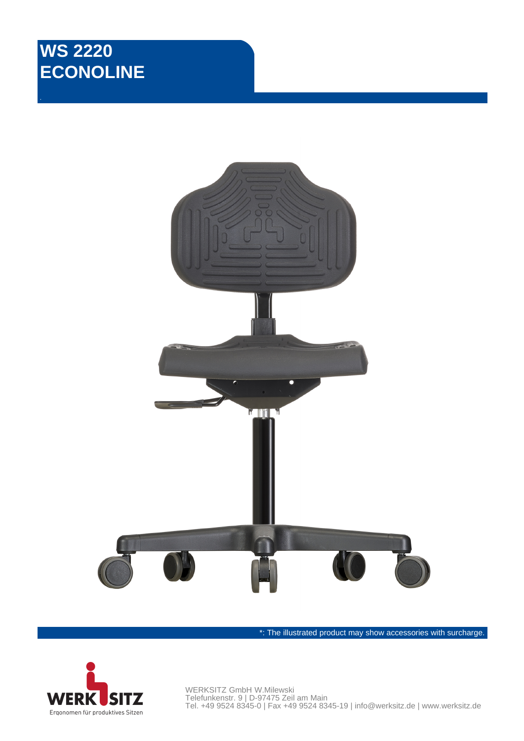# WS 2220
# ECONOLINE

*: The illustrated product may show accessories with surcharge.

WERKSITZ GmbH W.Milewski
Telefunkenstr. 9 | D-97475 Zeil am Main
Tel. +49 9524 8345-0 | Fax +49 9524 8345-19 | info@werksitz.de | www.werksitz.de